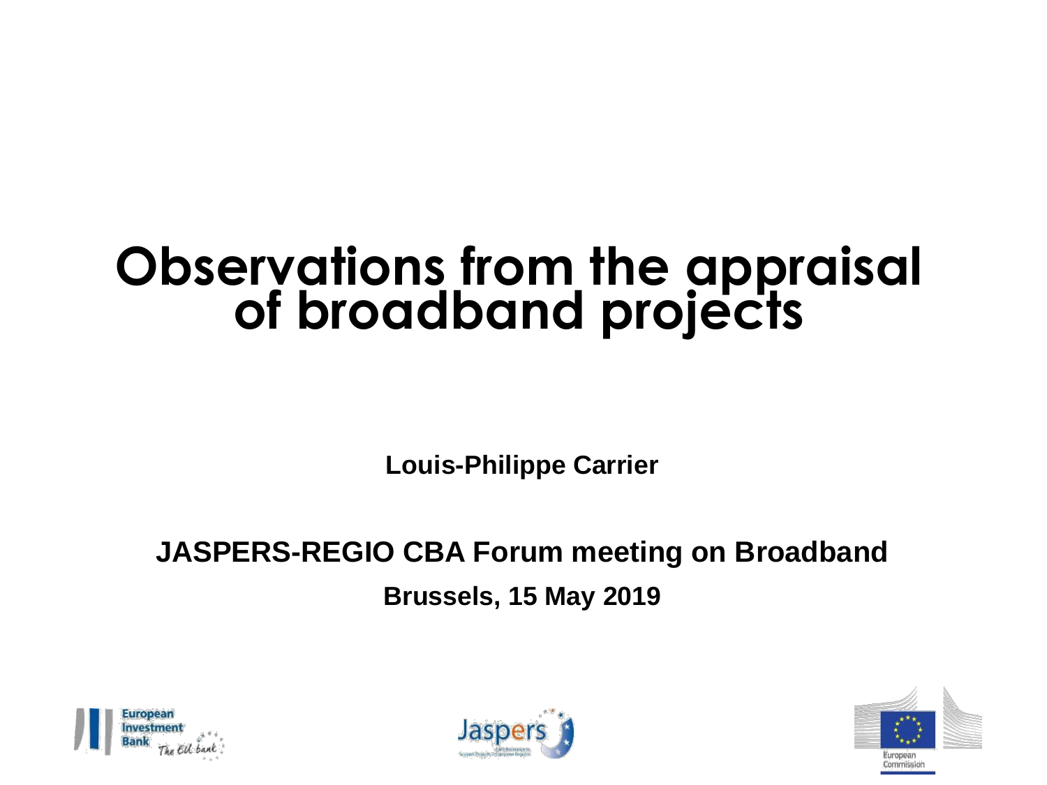# Observations from the appraisal of broadband projects

**Louis-Philippe Carrier**

**JASPERS-REGIO CBA Forum meeting on Broadband**

**Brussels, 15 May 2019**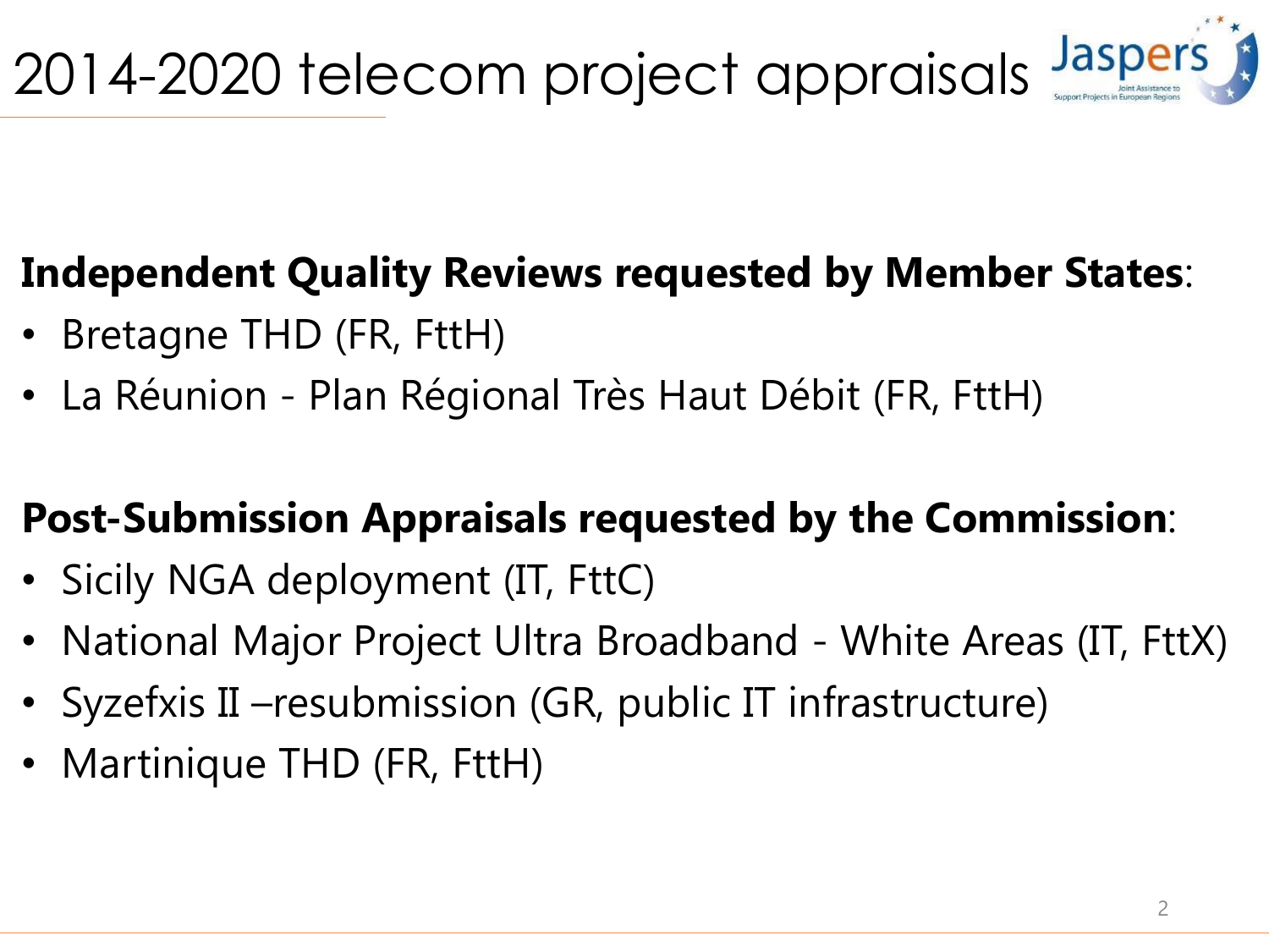# 2014-2020 telecom project appraisals

**Independent Quality Reviews requested by Member States**:

- Bretagne THD (FR, FttH)
- La Réunion - Plan Régional Très Haut Débit (FR, FttH)

**Post-Submission Appraisals requested by the Commission**:

- Sicily NGA deployment (IT, FttC)
- National Major Project Ultra Broadband - White Areas (IT, FttX)
- Syzefxis II –resubmission (GR, public IT infrastructure)
- Martinique THD (FR, FttH)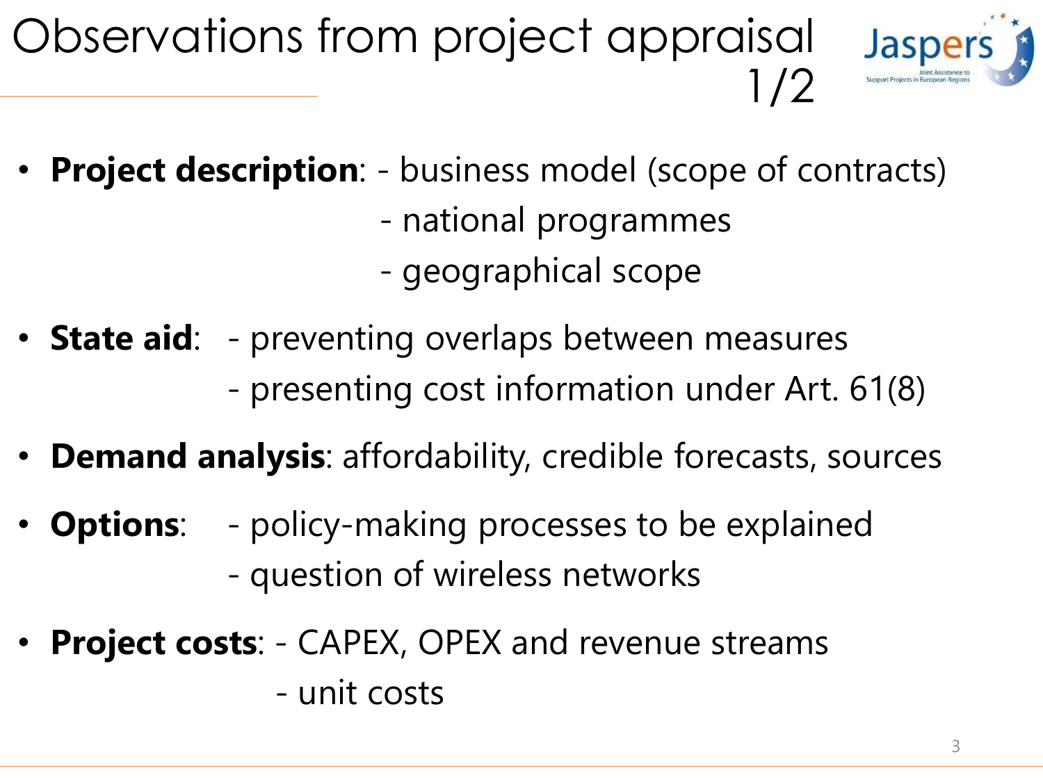# Observations from project appraisal 1/2

- **Project description**: - business model (scope of contracts)
  - national programmes
  - geographical scope
- **State aid**: - preventing overlaps between measures
  - presenting cost information under Art. 61(8)
- **Demand analysis**: affordability, credible forecasts, sources
- **Options**: - policy-making processes to be explained
  - question of wireless networks
- **Project costs**: - CAPEX, OPEX and revenue streams
  - unit costs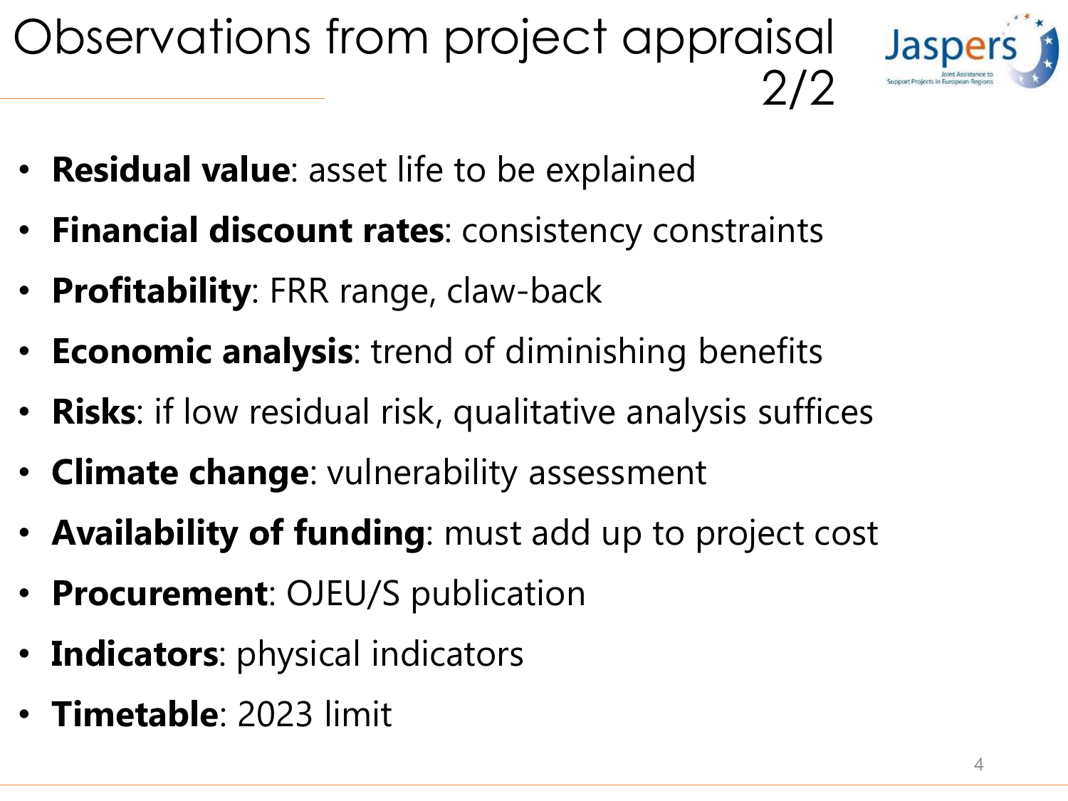# Observations from project appraisal 2/2

- **Residual value**: asset life to be explained
- **Financial discount rates**: consistency constraints
- **Profitability**: FRR range, claw-back
- **Economic analysis**: trend of diminishing benefits
- **Risks**: if low residual risk, qualitative analysis suffices
- **Climate change**: vulnerability assessment
- **Availability of funding**: must add up to project cost
- **Procurement**: OJEU/S publication
- **Indicators**: physical indicators
- **Timetable**: 2023 limit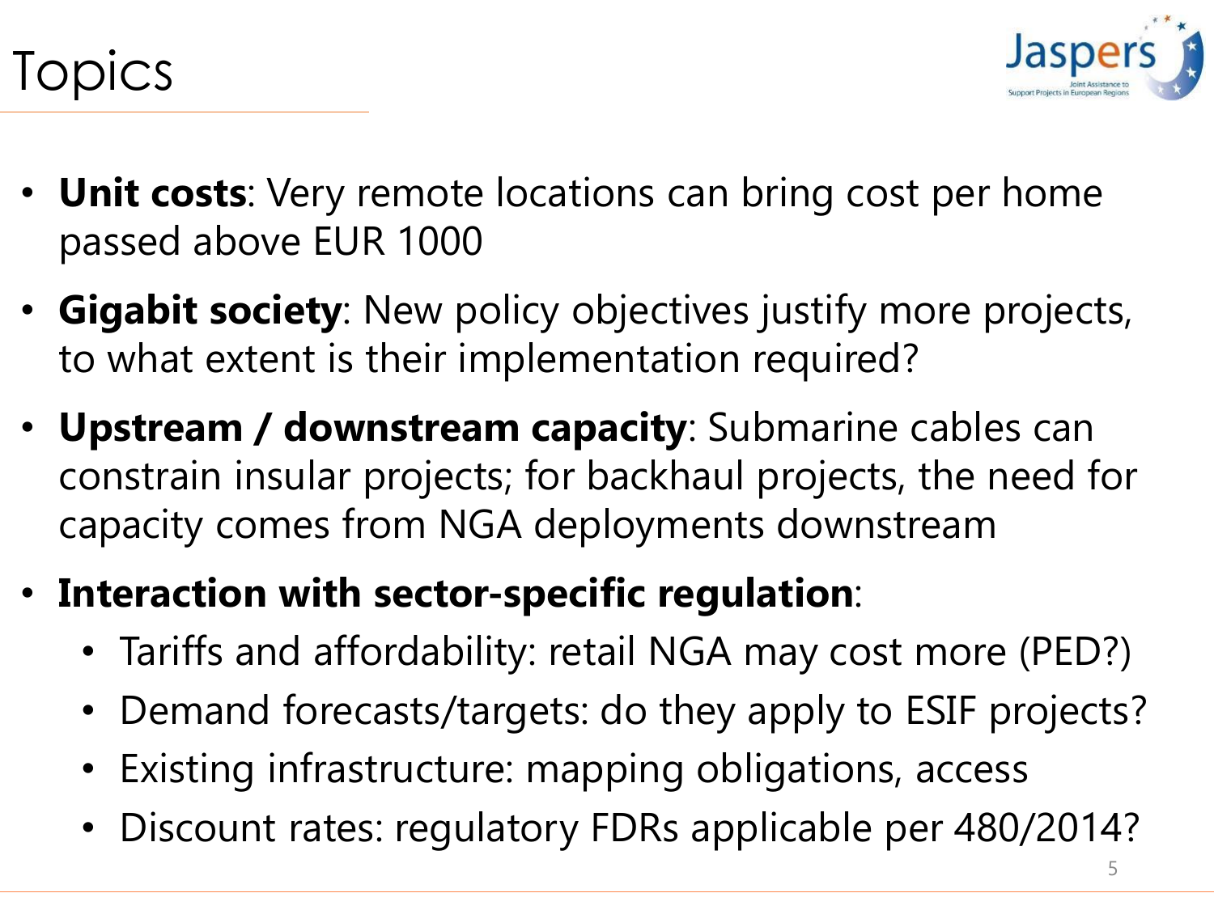# Topics

- **Unit costs**: Very remote locations can bring cost per home passed above EUR 1000
- **Gigabit society**: New policy objectives justify more projects, to what extent is their implementation required?
- **Upstream / downstream capacity**: Submarine cables can constrain insular projects; for backhaul projects, the need for capacity comes from NGA deployments downstream
- **Interaction with sector-specific regulation**:
  - Tariffs and affordability: retail NGA may cost more (PED?)
  - Demand forecasts/targets: do they apply to ESIF projects?
  - Existing infrastructure: mapping obligations, access
  - Discount rates: regulatory FDRs applicable per 480/2014?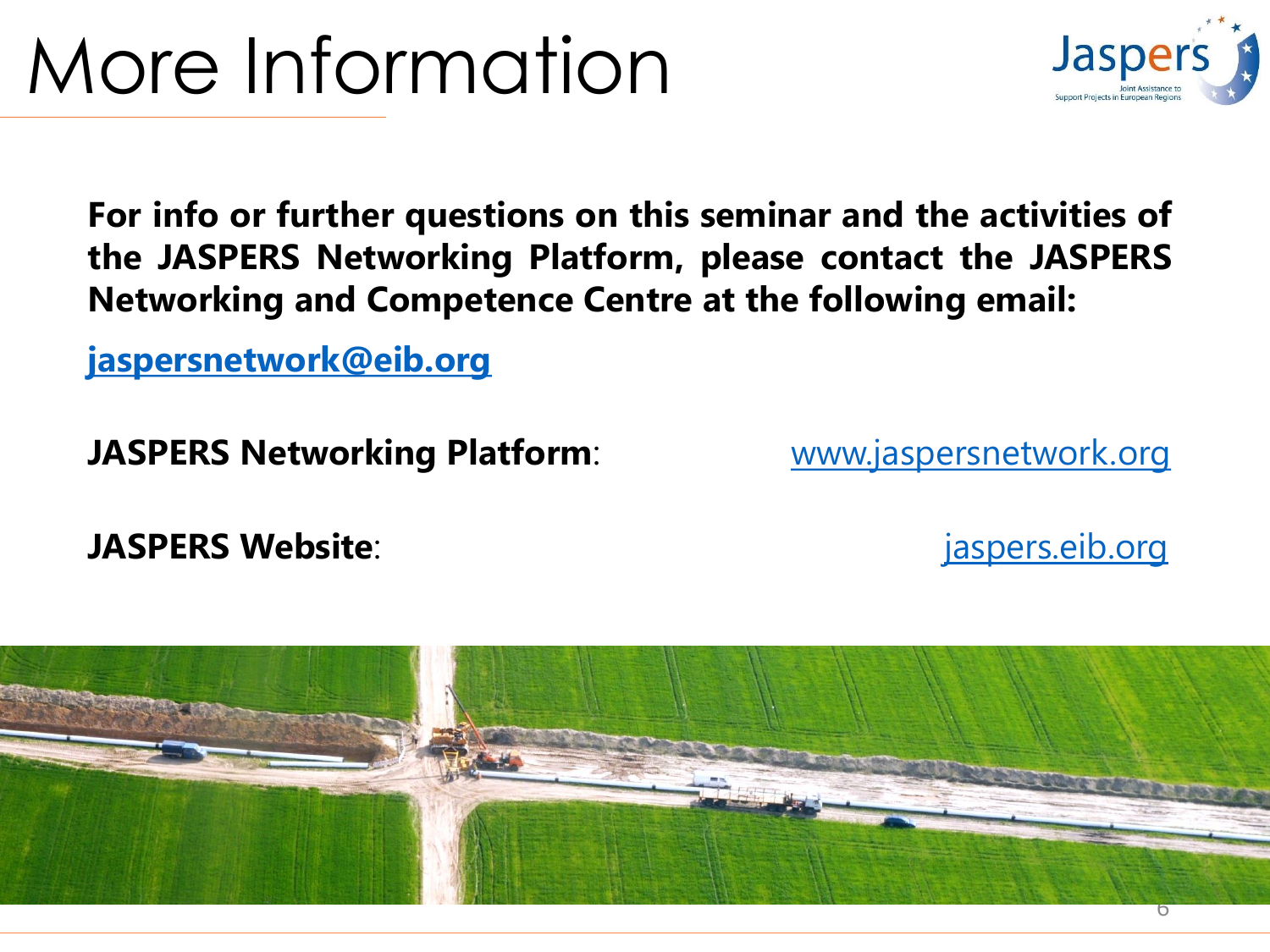# More Information

**For info or further questions on this seminar and the activities of the JASPERS Networking Platform, please contact the JASPERS Networking and Competence Centre at the following email:**

**[jaspersnetwork@eib.org](mailto:jaspersnetwork@eib.org)**

**JASPERS Networking Platform**: [www.jaspersnetwork.org](http://www.jaspersnetwork.org)

**JASPERS Website**: [jaspers.eib.org](http://jaspers.eib.org)